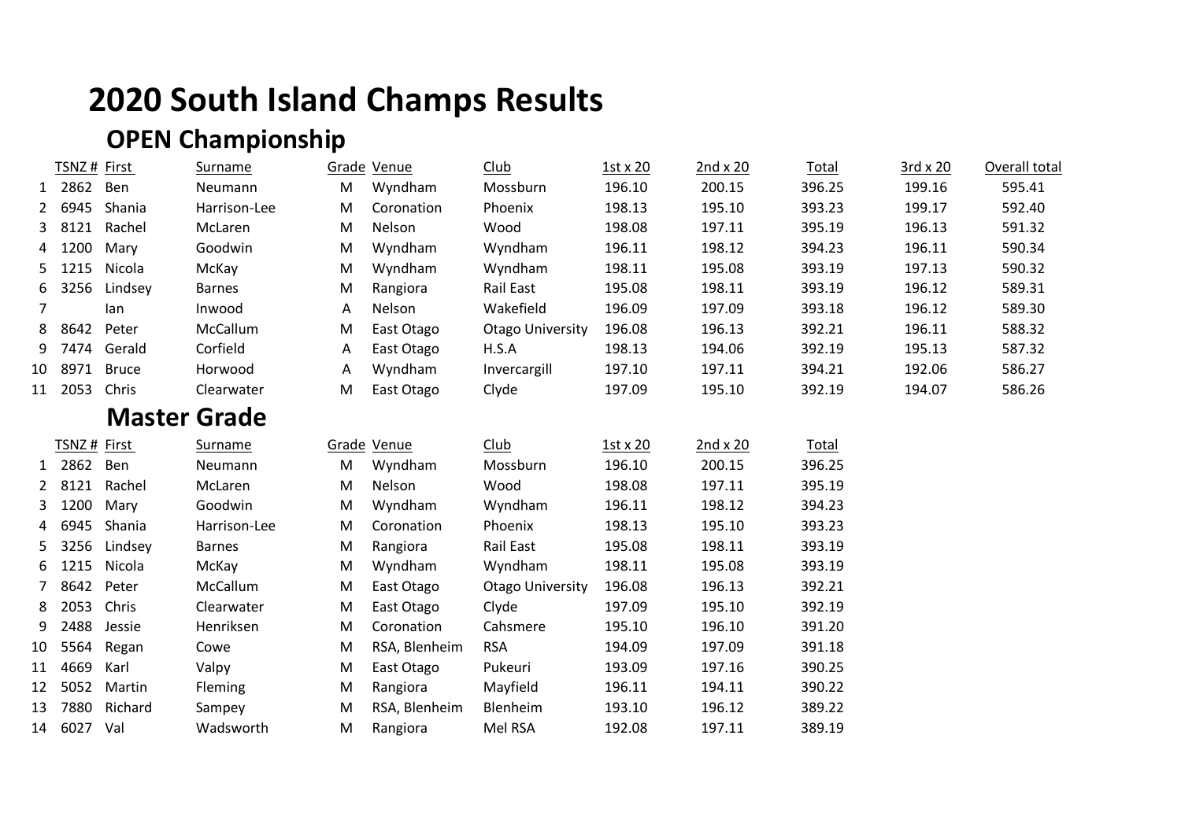# 2020 South Island Champs Results

## OPEN Championship

| | TSNZ # | First | Surname | Grade | Venue | Club | 1st x 20 | 2nd x 20 | Total | 3rd x 20 | Overall total |
|---|---|---|---|---|---|---|---|---|---|---|---|
| 1 | 2862 | Ben | Neumann | M | Wyndham | Mossburn | 196.10 | 200.15 | 396.25 | 199.16 | 595.41 |
| 2 | 6945 | Shania | Harrison-Lee | M | Coronation | Phoenix | 198.13 | 195.10 | 393.23 | 199.17 | 592.40 |
| 3 | 8121 | Rachel | McLaren | M | Nelson | Wood | 198.08 | 197.11 | 395.19 | 196.13 | 591.32 |
| 4 | 1200 | Mary | Goodwin | M | Wyndham | Wyndham | 196.11 | 198.12 | 394.23 | 196.11 | 590.34 |
| 5 | 1215 | Nicola | McKay | M | Wyndham | Wyndham | 198.11 | 195.08 | 393.19 | 197.13 | 590.32 |
| 6 | 3256 | Lindsey | Barnes | M | Rangiora | Rail East | 195.08 | 198.11 | 393.19 | 196.12 | 589.31 |
| 7 | | Ian | Inwood | A | Nelson | Wakefield | 196.09 | 197.09 | 393.18 | 196.12 | 589.30 |
| 8 | 8642 | Peter | McCallum | M | East Otago | Otago University | 196.08 | 196.13 | 392.21 | 196.11 | 588.32 |
| 9 | 7474 | Gerald | Corfield | A | East Otago | H.S.A | 198.13 | 194.06 | 392.19 | 195.13 | 587.32 |
| 10 | 8971 | Bruce | Horwood | A | Wyndham | Invercargill | 197.10 | 197.11 | 394.21 | 192.06 | 586.27 |
| 11 | 2053 | Chris | Clearwater | M | East Otago | Clyde | 197.09 | 195.10 | 392.19 | 194.07 | 586.26 |

## Master Grade

| | TSNZ # | First | Surname | Grade | Venue | Club | 1st x 20 | 2nd x 20 | Total |
|---|---|---|---|---|---|---|---|---|---|
| 1 | 2862 | Ben | Neumann | M | Wyndham | Mossburn | 196.10 | 200.15 | 396.25 |
| 2 | 8121 | Rachel | McLaren | M | Nelson | Wood | 198.08 | 197.11 | 395.19 |
| 3 | 1200 | Mary | Goodwin | M | Wyndham | Wyndham | 196.11 | 198.12 | 394.23 |
| 4 | 6945 | Shania | Harrison-Lee | M | Coronation | Phoenix | 198.13 | 195.10 | 393.23 |
| 5 | 3256 | Lindsey | Barnes | M | Rangiora | Rail East | 195.08 | 198.11 | 393.19 |
| 6 | 1215 | Nicola | McKay | M | Wyndham | Wyndham | 198.11 | 195.08 | 393.19 |
| 7 | 8642 | Peter | McCallum | M | East Otago | Otago University | 196.08 | 196.13 | 392.21 |
| 8 | 2053 | Chris | Clearwater | M | East Otago | Clyde | 197.09 | 195.10 | 392.19 |
| 9 | 2488 | Jessie | Henriksen | M | Coronation | Cahsmere | 195.10 | 196.10 | 391.20 |
| 10 | 5564 | Regan | Cowe | M | RSA, Blenheim | RSA | 194.09 | 197.09 | 391.18 |
| 11 | 4669 | Karl | Valpy | M | East Otago | Pukeuri | 193.09 | 197.16 | 390.25 |
| 12 | 5052 | Martin | Fleming | M | Rangiora | Mayfield | 196.11 | 194.11 | 390.22 |
| 13 | 7880 | Richard | Sampey | M | RSA, Blenheim | Blenheim | 193.10 | 196.12 | 389.22 |
| 14 | 6027 | Val | Wadsworth | M | Rangiora | Mel RSA | 192.08 | 197.11 | 389.19 |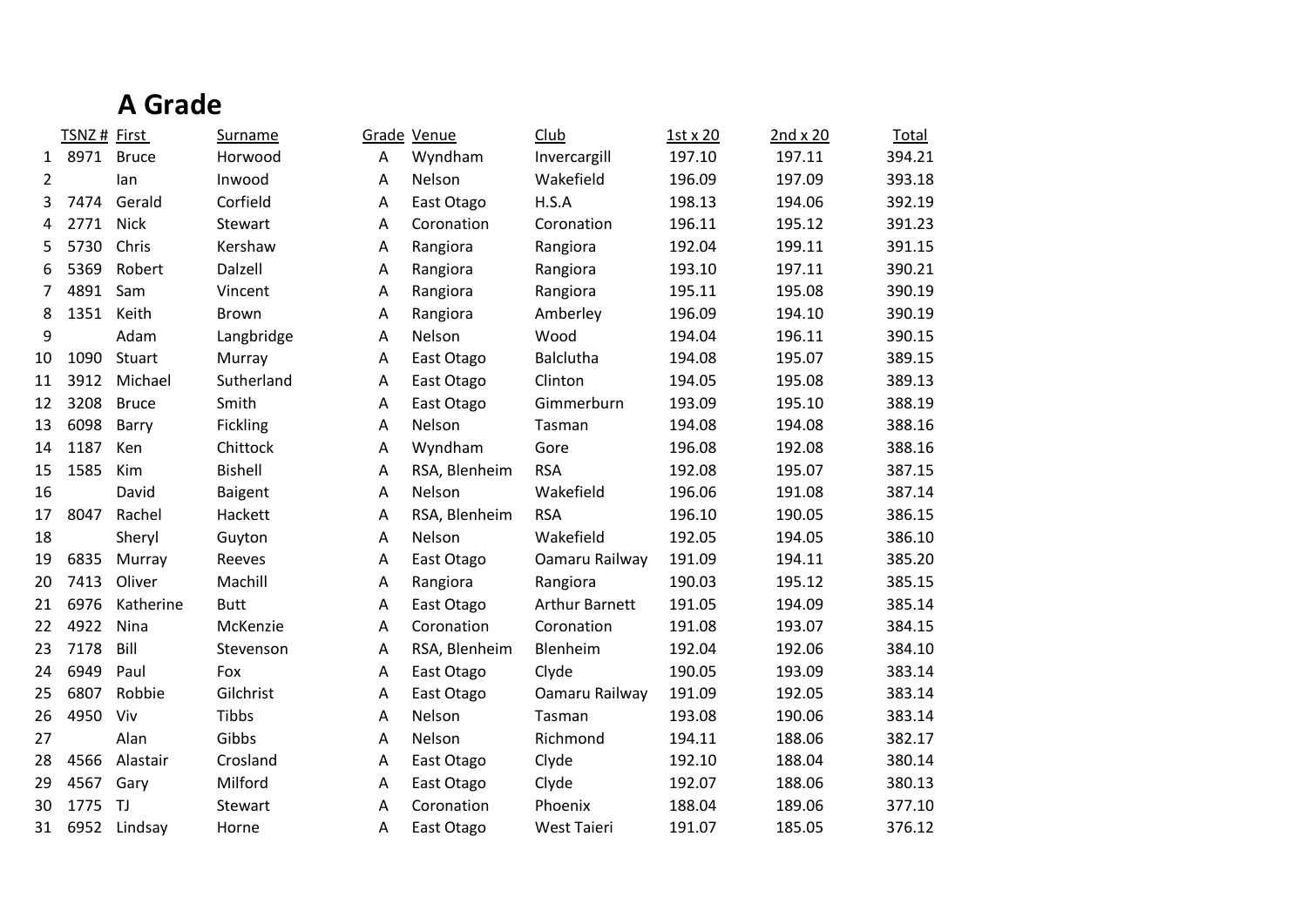# A Grade

| | TSNZ # | First | Surname | Grade | Venue | Club | 1st x 20 | 2nd x 20 | Total |
|---|---|---|---|---|---|---|---|---|---|
| 1 | 8971 | Bruce | Horwood | A | Wyndham | Invercargill | 197.10 | 197.11 | 394.21 |
| 2 | | Ian | Inwood | A | Nelson | Wakefield | 196.09 | 197.09 | 393.18 |
| 3 | 7474 | Gerald | Corfield | A | East Otago | H.S.A | 198.13 | 194.06 | 392.19 |
| 4 | 2771 | Nick | Stewart | A | Coronation | Coronation | 196.11 | 195.12 | 391.23 |
| 5 | 5730 | Chris | Kershaw | A | Rangiora | Rangiora | 192.04 | 199.11 | 391.15 |
| 6 | 5369 | Robert | Dalzell | A | Rangiora | Rangiora | 193.10 | 197.11 | 390.21 |
| 7 | 4891 | Sam | Vincent | A | Rangiora | Rangiora | 195.11 | 195.08 | 390.19 |
| 8 | 1351 | Keith | Brown | A | Rangiora | Amberley | 196.09 | 194.10 | 390.19 |
| 9 | | Adam | Langbridge | A | Nelson | Wood | 194.04 | 196.11 | 390.15 |
| 10 | 1090 | Stuart | Murray | A | East Otago | Balclutha | 194.08 | 195.07 | 389.15 |
| 11 | 3912 | Michael | Sutherland | A | East Otago | Clinton | 194.05 | 195.08 | 389.13 |
| 12 | 3208 | Bruce | Smith | A | East Otago | Gimmerburn | 193.09 | 195.10 | 388.19 |
| 13 | 6098 | Barry | Fickling | A | Nelson | Tasman | 194.08 | 194.08 | 388.16 |
| 14 | 1187 | Ken | Chittock | A | Wyndham | Gore | 196.08 | 192.08 | 388.16 |
| 15 | 1585 | Kim | Bishell | A | RSA, Blenheim | RSA | 192.08 | 195.07 | 387.15 |
| 16 | | David | Baigent | A | Nelson | Wakefield | 196.06 | 191.08 | 387.14 |
| 17 | 8047 | Rachel | Hackett | A | RSA, Blenheim | RSA | 196.10 | 190.05 | 386.15 |
| 18 | | Sheryl | Guyton | A | Nelson | Wakefield | 192.05 | 194.05 | 386.10 |
| 19 | 6835 | Murray | Reeves | A | East Otago | Oamaru Railway | 191.09 | 194.11 | 385.20 |
| 20 | 7413 | Oliver | Machill | A | Rangiora | Rangiora | 190.03 | 195.12 | 385.15 |
| 21 | 6976 | Katherine | Butt | A | East Otago | Arthur Barnett | 191.05 | 194.09 | 385.14 |
| 22 | 4922 | Nina | McKenzie | A | Coronation | Coronation | 191.08 | 193.07 | 384.15 |
| 23 | 7178 | Bill | Stevenson | A | RSA, Blenheim | Blenheim | 192.04 | 192.06 | 384.10 |
| 24 | 6949 | Paul | Fox | A | East Otago | Clyde | 190.05 | 193.09 | 383.14 |
| 25 | 6807 | Robbie | Gilchrist | A | East Otago | Oamaru Railway | 191.09 | 192.05 | 383.14 |
| 26 | 4950 | Viv | Tibbs | A | Nelson | Tasman | 193.08 | 190.06 | 383.14 |
| 27 | | Alan | Gibbs | A | Nelson | Richmond | 194.11 | 188.06 | 382.17 |
| 28 | 4566 | Alastair | Crosland | A | East Otago | Clyde | 192.10 | 188.04 | 380.14 |
| 29 | 4567 | Gary | Milford | A | East Otago | Clyde | 192.07 | 188.06 | 380.13 |
| 30 | 1775 | TJ | Stewart | A | Coronation | Phoenix | 188.04 | 189.06 | 377.10 |
| 31 | 6952 | Lindsay | Horne | A | East Otago | West Taieri | 191.07 | 185.05 | 376.12 |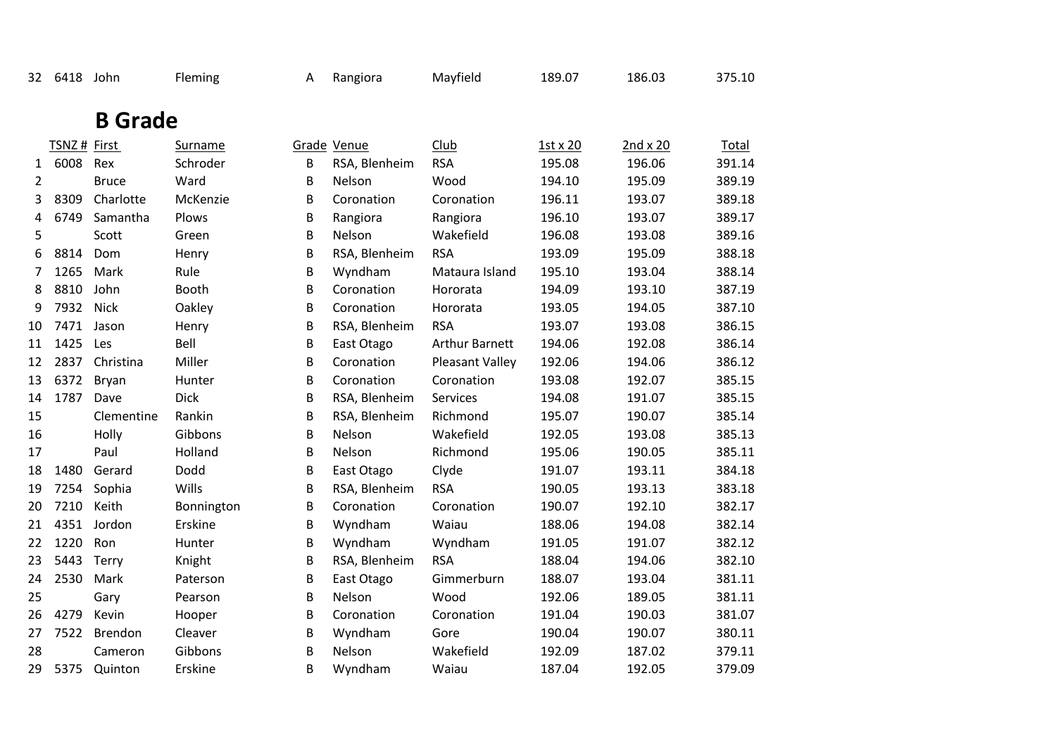| 32 | 6418 | John | Fleming | A | Rangiora | Mayfield | 189.07 | 186.03 | 375.10 |
|---|---|---|---|---|---|---|---|---|---|

## B Grade

| | TSNZ # | First | Surname | Grade | Venue | Club | 1st x 20 | 2nd x 20 | Total |
|---|---|---|---|---|---|---|---|---|---|
| 1 | 6008 | Rex | Schroder | B | RSA, Blenheim | RSA | 195.08 | 196.06 | 391.14 |
| 2 | | Bruce | Ward | B | Nelson | Wood | 194.10 | 195.09 | 389.19 |
| 3 | 8309 | Charlotte | McKenzie | B | Coronation | Coronation | 196.11 | 193.07 | 389.18 |
| 4 | 6749 | Samantha | Plows | B | Rangiora | Rangiora | 196.10 | 193.07 | 389.17 |
| 5 | | Scott | Green | B | Nelson | Wakefield | 196.08 | 193.08 | 389.16 |
| 6 | 8814 | Dom | Henry | B | RSA, Blenheim | RSA | 193.09 | 195.09 | 388.18 |
| 7 | 1265 | Mark | Rule | B | Wyndham | Mataura Island | 195.10 | 193.04 | 388.14 |
| 8 | 8810 | John | Booth | B | Coronation | Hororata | 194.09 | 193.10 | 387.19 |
| 9 | 7932 | Nick | Oakley | B | Coronation | Hororata | 193.05 | 194.05 | 387.10 |
| 10 | 7471 | Jason | Henry | B | RSA, Blenheim | RSA | 193.07 | 193.08 | 386.15 |
| 11 | 1425 | Les | Bell | B | East Otago | Arthur Barnett | 194.06 | 192.08 | 386.14 |
| 12 | 2837 | Christina | Miller | B | Coronation | Pleasant Valley | 192.06 | 194.06 | 386.12 |
| 13 | 6372 | Bryan | Hunter | B | Coronation | Coronation | 193.08 | 192.07 | 385.15 |
| 14 | 1787 | Dave | Dick | B | RSA, Blenheim | Services | 194.08 | 191.07 | 385.15 |
| 15 | | Clementine | Rankin | B | RSA, Blenheim | Richmond | 195.07 | 190.07 | 385.14 |
| 16 | | Holly | Gibbons | B | Nelson | Wakefield | 192.05 | 193.08 | 385.13 |
| 17 | | Paul | Holland | B | Nelson | Richmond | 195.06 | 190.05 | 385.11 |
| 18 | 1480 | Gerard | Dodd | B | East Otago | Clyde | 191.07 | 193.11 | 384.18 |
| 19 | 7254 | Sophia | Wills | B | RSA, Blenheim | RSA | 190.05 | 193.13 | 383.18 |
| 20 | 7210 | Keith | Bonnington | B | Coronation | Coronation | 190.07 | 192.10 | 382.17 |
| 21 | 4351 | Jordon | Erskine | B | Wyndham | Waiau | 188.06 | 194.08 | 382.14 |
| 22 | 1220 | Ron | Hunter | B | Wyndham | Wyndham | 191.05 | 191.07 | 382.12 |
| 23 | 5443 | Terry | Knight | B | RSA, Blenheim | RSA | 188.04 | 194.06 | 382.10 |
| 24 | 2530 | Mark | Paterson | B | East Otago | Gimmerburn | 188.07 | 193.04 | 381.11 |
| 25 | | Gary | Pearson | B | Nelson | Wood | 192.06 | 189.05 | 381.11 |
| 26 | 4279 | Kevin | Hooper | B | Coronation | Coronation | 191.04 | 190.03 | 381.07 |
| 27 | 7522 | Brendon | Cleaver | B | Wyndham | Gore | 190.04 | 190.07 | 380.11 |
| 28 | | Cameron | Gibbons | B | Nelson | Wakefield | 192.09 | 187.02 | 379.11 |
| 29 | 5375 | Quinton | Erskine | B | Wyndham | Waiau | 187.04 | 192.05 | 379.09 |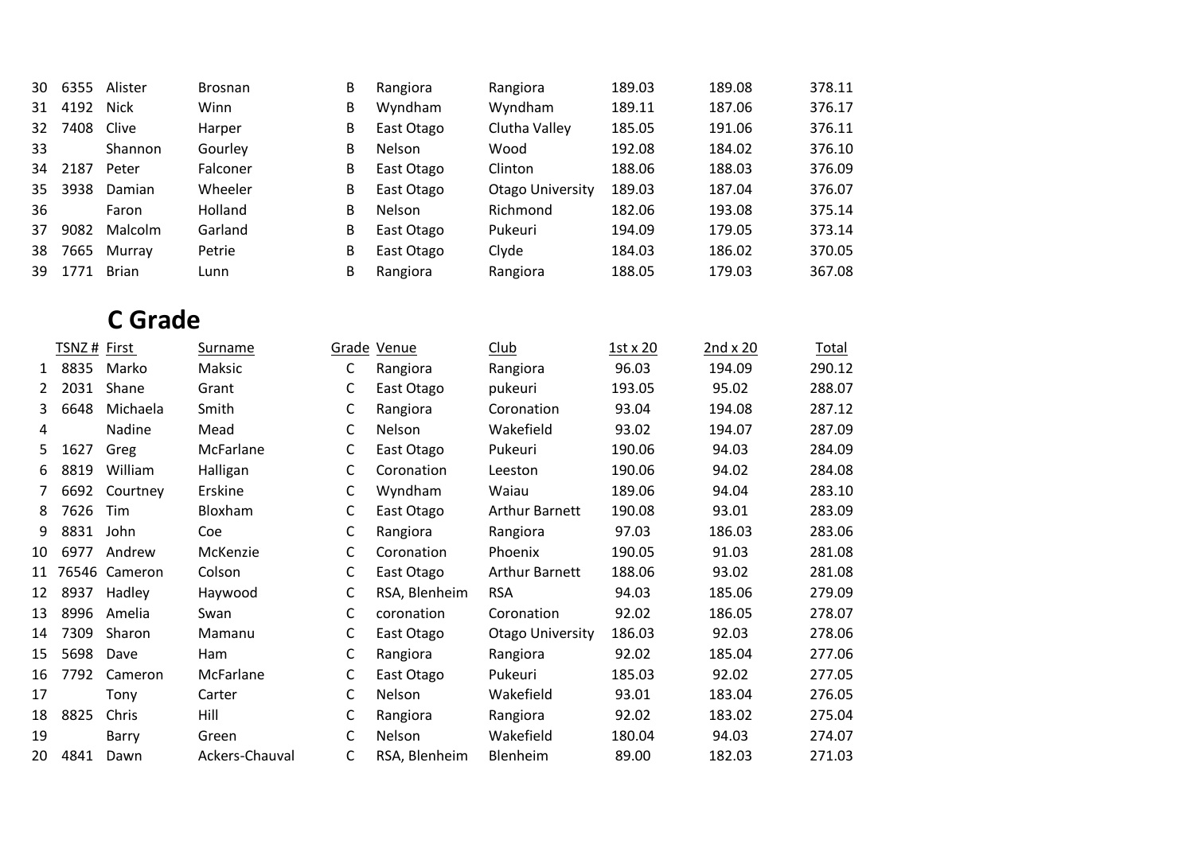| | | | | | | | | | |
|---|---|---|---|---|---|---|---|---|---|
| 30 | 6355 | Alister | Brosnan | B | Rangiora | Rangiora | 189.03 | 189.08 | 378.11 |
| 31 | 4192 | Nick | Winn | B | Wyndham | Wyndham | 189.11 | 187.06 | 376.17 |
| 32 | 7408 | Clive | Harper | B | East Otago | Clutha Valley | 185.05 | 191.06 | 376.11 |
| 33 | | Shannon | Gourley | B | Nelson | Wood | 192.08 | 184.02 | 376.10 |
| 34 | 2187 | Peter | Falconer | B | East Otago | Clinton | 188.06 | 188.03 | 376.09 |
| 35 | 3938 | Damian | Wheeler | B | East Otago | Otago University | 189.03 | 187.04 | 376.07 |
| 36 | | Faron | Holland | B | Nelson | Richmond | 182.06 | 193.08 | 375.14 |
| 37 | 9082 | Malcolm | Garland | B | East Otago | Pukeuri | 194.09 | 179.05 | 373.14 |
| 38 | 7665 | Murray | Petrie | B | East Otago | Clyde | 184.03 | 186.02 | 370.05 |
| 39 | 1771 | Brian | Lunn | B | Rangiora | Rangiora | 188.05 | 179.03 | 367.08 |

## C Grade

| | TSNZ # | First | Surname | Grade | Venue | Club | 1st x 20 | 2nd x 20 | Total |
|---|---|---|---|---|---|---|---|---|---|
| 1 | 8835 | Marko | Maksic | C | Rangiora | Rangiora | 96.03 | 194.09 | 290.12 |
| 2 | 2031 | Shane | Grant | C | East Otago | pukeuri | 193.05 | 95.02 | 288.07 |
| 3 | 6648 | Michaela | Smith | C | Rangiora | Coronation | 93.04 | 194.08 | 287.12 |
| 4 | | Nadine | Mead | C | Nelson | Wakefield | 93.02 | 194.07 | 287.09 |
| 5 | 1627 | Greg | McFarlane | C | East Otago | Pukeuri | 190.06 | 94.03 | 284.09 |
| 6 | 8819 | William | Halligan | C | Coronation | Leeston | 190.06 | 94.02 | 284.08 |
| 7 | 6692 | Courtney | Erskine | C | Wyndham | Waiau | 189.06 | 94.04 | 283.10 |
| 8 | 7626 | Tim | Bloxham | C | East Otago | Arthur Barnett | 190.08 | 93.01 | 283.09 |
| 9 | 8831 | John | Coe | C | Rangiora | Rangiora | 97.03 | 186.03 | 283.06 |
| 10 | 6977 | Andrew | McKenzie | C | Coronation | Phoenix | 190.05 | 91.03 | 281.08 |
| 11 | 76546 | Cameron | Colson | C | East Otago | Arthur Barnett | 188.06 | 93.02 | 281.08 |
| 12 | 8937 | Hadley | Haywood | C | RSA, Blenheim | RSA | 94.03 | 185.06 | 279.09 |
| 13 | 8996 | Amelia | Swan | C | coronation | Coronation | 92.02 | 186.05 | 278.07 |
| 14 | 7309 | Sharon | Mamanu | C | East Otago | Otago University | 186.03 | 92.03 | 278.06 |
| 15 | 5698 | Dave | Ham | C | Rangiora | Rangiora | 92.02 | 185.04 | 277.06 |
| 16 | 7792 | Cameron | McFarlane | C | East Otago | Pukeuri | 185.03 | 92.02 | 277.05 |
| 17 | | Tony | Carter | C | Nelson | Wakefield | 93.01 | 183.04 | 276.05 |
| 18 | 8825 | Chris | Hill | C | Rangiora | Rangiora | 92.02 | 183.02 | 275.04 |
| 19 | | Barry | Green | C | Nelson | Wakefield | 180.04 | 94.03 | 274.07 |
| 20 | 4841 | Dawn | Ackers-Chauval | C | RSA, Blenheim | Blenheim | 89.00 | 182.03 | 271.03 |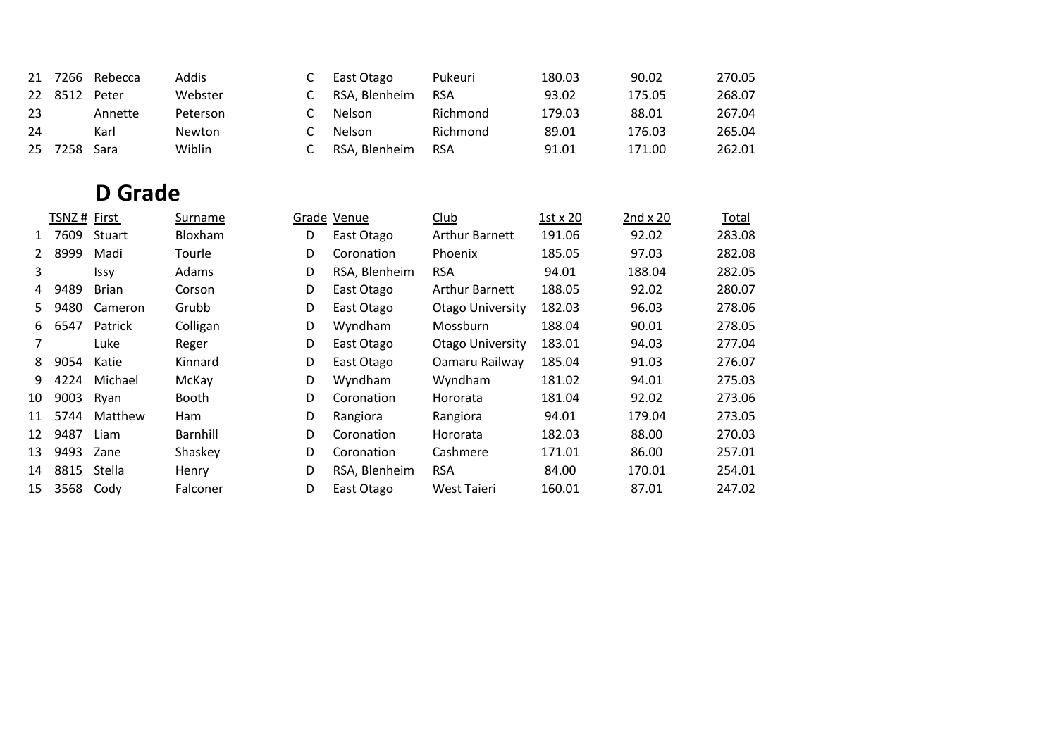| | | | | | | | | | |
|---|---|---|---|---|---|---|---|---|---|
| 21 | 7266 | Rebecca | Addis | C | East Otago | Pukeuri | 180.03 | 90.02 | 270.05 |
| 22 | 8512 | Peter | Webster | C | RSA, Blenheim | RSA | 93.02 | 175.05 | 268.07 |
| 23 | | Annette | Peterson | C | Nelson | Richmond | 179.03 | 88.01 | 267.04 |
| 24 | | Karl | Newton | C | Nelson | Richmond | 89.01 | 176.03 | 265.04 |
| 25 | 7258 | Sara | Wiblin | C | RSA, Blenheim | RSA | 91.01 | 171.00 | 262.01 |

## D Grade

| | TSNZ # | First | Surname | Grade | Venue | Club | 1st x 20 | 2nd x 20 | Total |
|---|---|---|---|---|---|---|---|---|---|
| 1 | 7609 | Stuart | Bloxham | D | East Otago | Arthur Barnett | 191.06 | 92.02 | 283.08 |
| 2 | 8999 | Madi | Tourle | D | Coronation | Phoenix | 185.05 | 97.03 | 282.08 |
| 3 | | Issy | Adams | D | RSA, Blenheim | RSA | 94.01 | 188.04 | 282.05 |
| 4 | 9489 | Brian | Corson | D | East Otago | Arthur Barnett | 188.05 | 92.02 | 280.07 |
| 5 | 9480 | Cameron | Grubb | D | East Otago | Otago University | 182.03 | 96.03 | 278.06 |
| 6 | 6547 | Patrick | Colligan | D | Wyndham | Mossburn | 188.04 | 90.01 | 278.05 |
| 7 | | Luke | Reger | D | East Otago | Otago University | 183.01 | 94.03 | 277.04 |
| 8 | 9054 | Katie | Kinnard | D | East Otago | Oamaru Railway | 185.04 | 91.03 | 276.07 |
| 9 | 4224 | Michael | McKay | D | Wyndham | Wyndham | 181.02 | 94.01 | 275.03 |
| 10 | 9003 | Ryan | Booth | D | Coronation | Hororata | 181.04 | 92.02 | 273.06 |
| 11 | 5744 | Matthew | Ham | D | Rangiora | Rangiora | 94.01 | 179.04 | 273.05 |
| 12 | 9487 | Liam | Barnhill | D | Coronation | Hororata | 182.03 | 88.00 | 270.03 |
| 13 | 9493 | Zane | Shaskey | D | Coronation | Cashmere | 171.01 | 86.00 | 257.01 |
| 14 | 8815 | Stella | Henry | D | RSA, Blenheim | RSA | 84.00 | 170.01 | 254.01 |
| 15 | 3568 | Cody | Falconer | D | East Otago | West Taieri | 160.01 | 87.01 | 247.02 |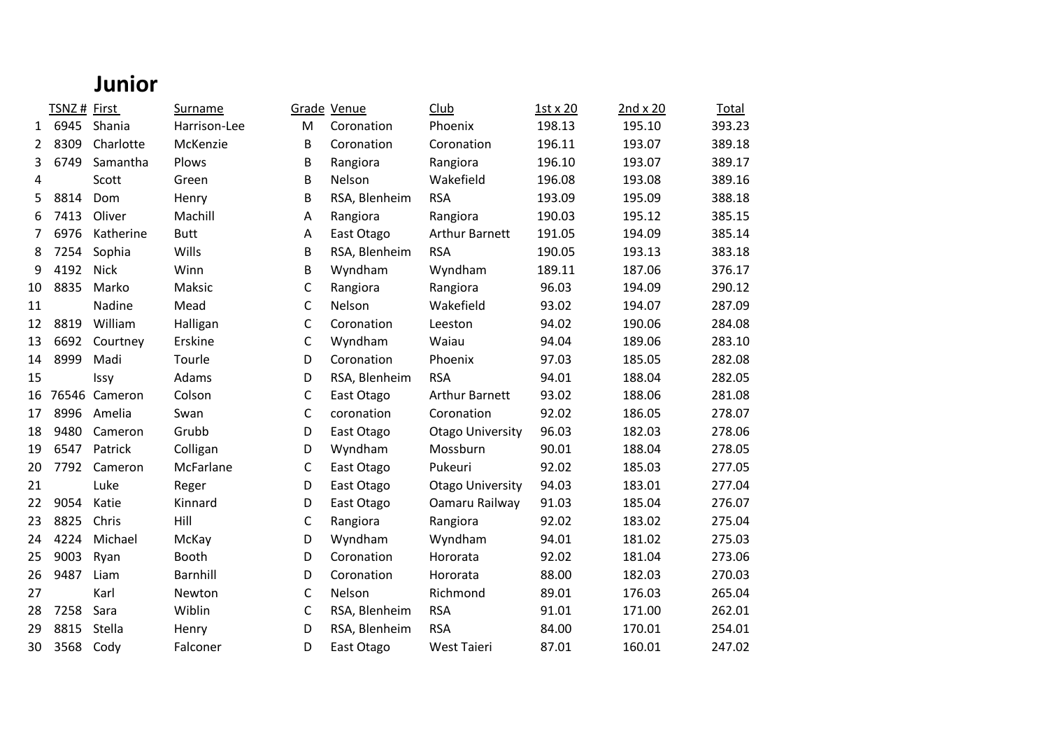# Junior

|  | TSNZ # | First | Surname | Grade | Venue | Club | 1st x 20 | 2nd x 20 | Total |
|---|---|---|---|---|---|---|---|---|---|
| 1 | 6945 | Shania | Harrison-Lee | M | Coronation | Phoenix | 198.13 | 195.10 | 393.23 |
| 2 | 8309 | Charlotte | McKenzie | B | Coronation | Coronation | 196.11 | 193.07 | 389.18 |
| 3 | 6749 | Samantha | Plows | B | Rangiora | Rangiora | 196.10 | 193.07 | 389.17 |
| 4 |  | Scott | Green | B | Nelson | Wakefield | 196.08 | 193.08 | 389.16 |
| 5 | 8814 | Dom | Henry | B | RSA, Blenheim | RSA | 193.09 | 195.09 | 388.18 |
| 6 | 7413 | Oliver | Machill | A | Rangiora | Rangiora | 190.03 | 195.12 | 385.15 |
| 7 | 6976 | Katherine | Butt | A | East Otago | Arthur Barnett | 191.05 | 194.09 | 385.14 |
| 8 | 7254 | Sophia | Wills | B | RSA, Blenheim | RSA | 190.05 | 193.13 | 383.18 |
| 9 | 4192 | Nick | Winn | B | Wyndham | Wyndham | 189.11 | 187.06 | 376.17 |
| 10 | 8835 | Marko | Maksic | C | Rangiora | Rangiora | 96.03 | 194.09 | 290.12 |
| 11 |  | Nadine | Mead | C | Nelson | Wakefield | 93.02 | 194.07 | 287.09 |
| 12 | 8819 | William | Halligan | C | Coronation | Leeston | 94.02 | 190.06 | 284.08 |
| 13 | 6692 | Courtney | Erskine | C | Wyndham | Waiau | 94.04 | 189.06 | 283.10 |
| 14 | 8999 | Madi | Tourle | D | Coronation | Phoenix | 97.03 | 185.05 | 282.08 |
| 15 |  | Issy | Adams | D | RSA, Blenheim | RSA | 94.01 | 188.04 | 282.05 |
| 16 | 76546 | Cameron | Colson | C | East Otago | Arthur Barnett | 93.02 | 188.06 | 281.08 |
| 17 | 8996 | Amelia | Swan | C | coronation | Coronation | 92.02 | 186.05 | 278.07 |
| 18 | 9480 | Cameron | Grubb | D | East Otago | Otago University | 96.03 | 182.03 | 278.06 |
| 19 | 6547 | Patrick | Colligan | D | Wyndham | Mossburn | 90.01 | 188.04 | 278.05 |
| 20 | 7792 | Cameron | McFarlane | C | East Otago | Pukeuri | 92.02 | 185.03 | 277.05 |
| 21 |  | Luke | Reger | D | East Otago | Otago University | 94.03 | 183.01 | 277.04 |
| 22 | 9054 | Katie | Kinnard | D | East Otago | Oamaru Railway | 91.03 | 185.04 | 276.07 |
| 23 | 8825 | Chris | Hill | C | Rangiora | Rangiora | 92.02 | 183.02 | 275.04 |
| 24 | 4224 | Michael | McKay | D | Wyndham | Wyndham | 94.01 | 181.02 | 275.03 |
| 25 | 9003 | Ryan | Booth | D | Coronation | Hororata | 92.02 | 181.04 | 273.06 |
| 26 | 9487 | Liam | Barnhill | D | Coronation | Hororata | 88.00 | 182.03 | 270.03 |
| 27 |  | Karl | Newton | C | Nelson | Richmond | 89.01 | 176.03 | 265.04 |
| 28 | 7258 | Sara | Wiblin | C | RSA, Blenheim | RSA | 91.01 | 171.00 | 262.01 |
| 29 | 8815 | Stella | Henry | D | RSA, Blenheim | RSA | 84.00 | 170.01 | 254.01 |
| 30 | 3568 | Cody | Falconer | D | East Otago | West Taieri | 87.01 | 160.01 | 247.02 |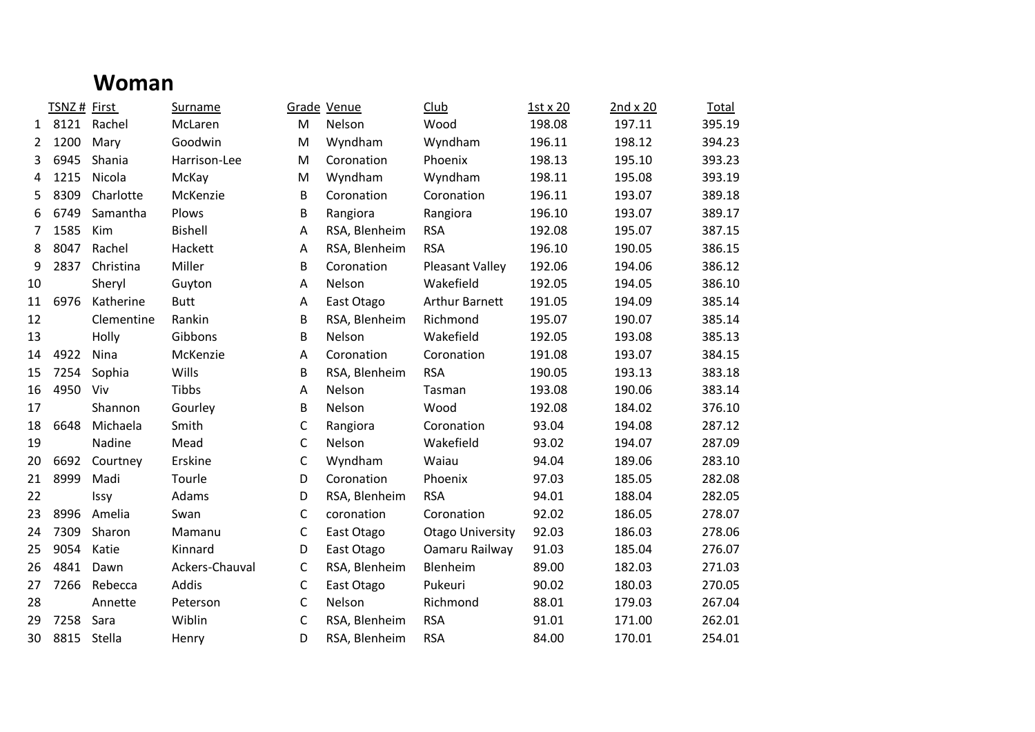# Woman

| | TSNZ # | First | Surname | Grade | Venue | Club | 1st x 20 | 2nd x 20 | Total |
|---|---|---|---|---|---|---|---|---|---|
| 1 | 8121 | Rachel | McLaren | M | Nelson | Wood | 198.08 | 197.11 | 395.19 |
| 2 | 1200 | Mary | Goodwin | M | Wyndham | Wyndham | 196.11 | 198.12 | 394.23 |
| 3 | 6945 | Shania | Harrison-Lee | M | Coronation | Phoenix | 198.13 | 195.10 | 393.23 |
| 4 | 1215 | Nicola | McKay | M | Wyndham | Wyndham | 198.11 | 195.08 | 393.19 |
| 5 | 8309 | Charlotte | McKenzie | B | Coronation | Coronation | 196.11 | 193.07 | 389.18 |
| 6 | 6749 | Samantha | Plows | B | Rangiora | Rangiora | 196.10 | 193.07 | 389.17 |
| 7 | 1585 | Kim | Bishell | A | RSA, Blenheim | RSA | 192.08 | 195.07 | 387.15 |
| 8 | 8047 | Rachel | Hackett | A | RSA, Blenheim | RSA | 196.10 | 190.05 | 386.15 |
| 9 | 2837 | Christina | Miller | B | Coronation | Pleasant Valley | 192.06 | 194.06 | 386.12 |
| 10 | | Sheryl | Guyton | A | Nelson | Wakefield | 192.05 | 194.05 | 386.10 |
| 11 | 6976 | Katherine | Butt | A | East Otago | Arthur Barnett | 191.05 | 194.09 | 385.14 |
| 12 | | Clementine | Rankin | B | RSA, Blenheim | Richmond | 195.07 | 190.07 | 385.14 |
| 13 | | Holly | Gibbons | B | Nelson | Wakefield | 192.05 | 193.08 | 385.13 |
| 14 | 4922 | Nina | McKenzie | A | Coronation | Coronation | 191.08 | 193.07 | 384.15 |
| 15 | 7254 | Sophia | Wills | B | RSA, Blenheim | RSA | 190.05 | 193.13 | 383.18 |
| 16 | 4950 | Viv | Tibbs | A | Nelson | Tasman | 193.08 | 190.06 | 383.14 |
| 17 | | Shannon | Gourley | B | Nelson | Wood | 192.08 | 184.02 | 376.10 |
| 18 | 6648 | Michaela | Smith | C | Rangiora | Coronation | 93.04 | 194.08 | 287.12 |
| 19 | | Nadine | Mead | C | Nelson | Wakefield | 93.02 | 194.07 | 287.09 |
| 20 | 6692 | Courtney | Erskine | C | Wyndham | Waiau | 94.04 | 189.06 | 283.10 |
| 21 | 8999 | Madi | Tourle | D | Coronation | Phoenix | 97.03 | 185.05 | 282.08 |
| 22 | | Issy | Adams | D | RSA, Blenheim | RSA | 94.01 | 188.04 | 282.05 |
| 23 | 8996 | Amelia | Swan | C | coronation | Coronation | 92.02 | 186.05 | 278.07 |
| 24 | 7309 | Sharon | Mamanu | C | East Otago | Otago University | 92.03 | 186.03 | 278.06 |
| 25 | 9054 | Katie | Kinnard | D | East Otago | Oamaru Railway | 91.03 | 185.04 | 276.07 |
| 26 | 4841 | Dawn | Ackers-Chauval | C | RSA, Blenheim | Blenheim | 89.00 | 182.03 | 271.03 |
| 27 | 7266 | Rebecca | Addis | C | East Otago | Pukeuri | 90.02 | 180.03 | 270.05 |
| 28 | | Annette | Peterson | C | Nelson | Richmond | 88.01 | 179.03 | 267.04 |
| 29 | 7258 | Sara | Wiblin | C | RSA, Blenheim | RSA | 91.01 | 171.00 | 262.01 |
| 30 | 8815 | Stella | Henry | D | RSA, Blenheim | RSA | 84.00 | 170.01 | 254.01 |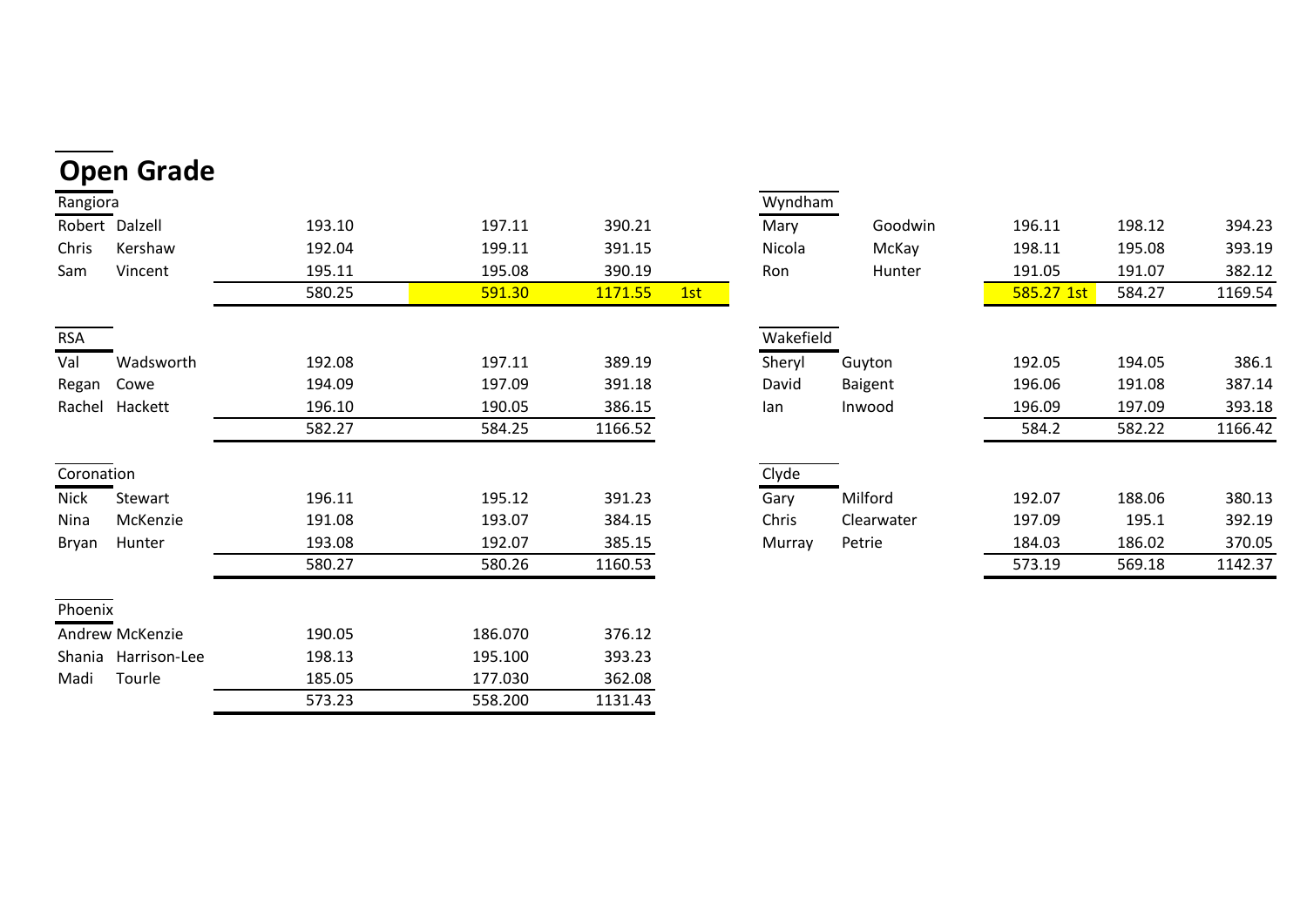# Open Grade

### Rangiora

| | | | | | |
|---|---|---|---|---|---|
| Robert | Dalzell | 193.10 | 197.11 | 390.21 | |
| Chris | Kershaw | 192.04 | 199.11 | 391.15 | |
| Sam | Vincent | 195.11 | 195.08 | 390.19 | |
| | | 580.25 | 591.30 | 1171.55 | 1st |

### Wyndham

| | | | | |
|---|---|---|---|---|
| Mary | Goodwin | 196.11 | 198.12 | 394.23 |
| Nicola | McKay | 198.11 | 195.08 | 393.19 |
| Ron | Hunter | 191.05 | 191.07 | 382.12 |
| | | 585.27 1st | 584.27 | 1169.54 |

### RSA

| | | | | |
|---|---|---|---|---|
| Val | Wadsworth | 192.08 | 197.11 | 389.19 |
| Regan | Cowe | 194.09 | 197.09 | 391.18 |
| Rachel | Hackett | 196.10 | 190.05 | 386.15 |
| | | 582.27 | 584.25 | 1166.52 |

### Wakefield

| | | | | |
|---|---|---|---|---|
| Sheryl | Guyton | 192.05 | 194.05 | 386.1 |
| David | Baigent | 196.06 | 191.08 | 387.14 |
| Ian | Inwood | 196.09 | 197.09 | 393.18 |
| | | 584.2 | 582.22 | 1166.42 |

### Coronation

| | | | | |
|---|---|---|---|---|
| Nick | Stewart | 196.11 | 195.12 | 391.23 |
| Nina | McKenzie | 191.08 | 193.07 | 384.15 |
| Bryan | Hunter | 193.08 | 192.07 | 385.15 |
| | | 580.27 | 580.26 | 1160.53 |

### Clyde

| | | | | |
|---|---|---|---|---|
| Gary | Milford | 192.07 | 188.06 | 380.13 |
| Chris | Clearwater | 197.09 | 195.1 | 392.19 |
| Murray | Petrie | 184.03 | 186.02 | 370.05 |
| | | 573.19 | 569.18 | 1142.37 |

### Phoenix

| | | | | |
|---|---|---|---|---|
| Andrew | McKenzie | 190.05 | 186.070 | 376.12 |
| Shania | Harrison-Lee | 198.13 | 195.100 | 393.23 |
| Madi | Tourle | 185.05 | 177.030 | 362.08 |
| | | 573.23 | 558.200 | 1131.43 |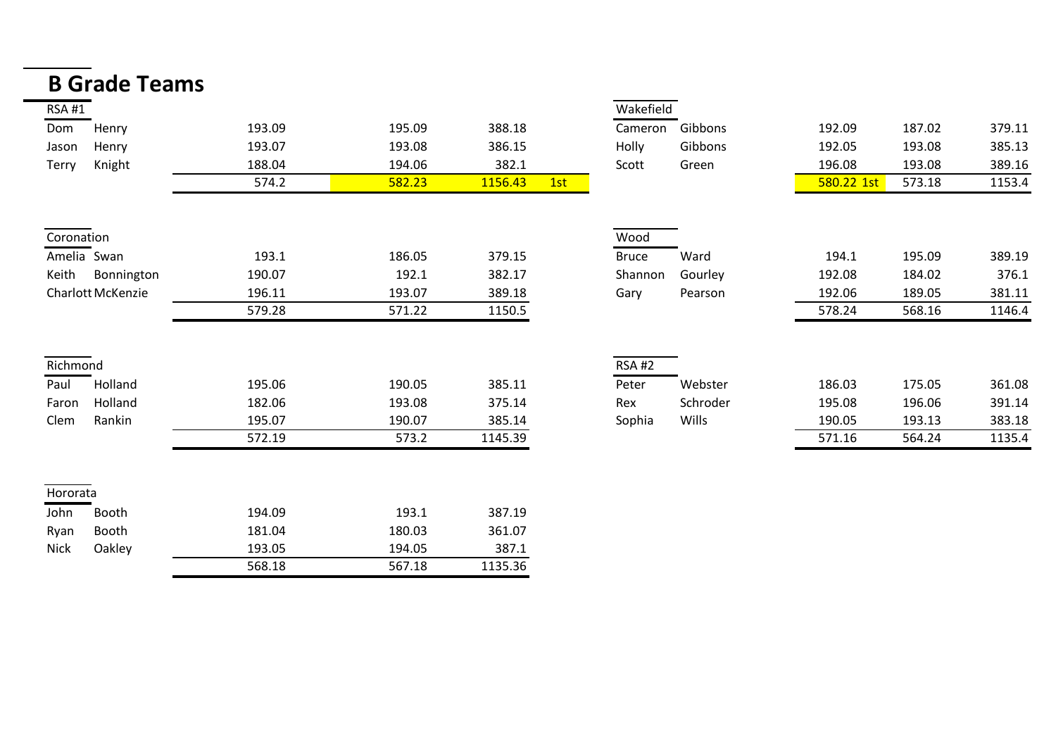# B Grade Teams

| RSA #1 | | | | | |
|---|---|---|---|---|---|
| Dom | Henry | 193.09 | 195.09 | 388.18 | |
| Jason | Henry | 193.07 | 193.08 | 386.15 | |
| Terry | Knight | 188.04 | 194.06 | 382.1 | |
| | | 574.2 | 582.23 | 1156.43 | 1st |

| Wakefield | | | | | |
|---|---|---|---|---|---|
| Cameron | Gibbons | 192.09 | | 187.02 | 379.11 |
| Holly | Gibbons | 192.05 | | 193.08 | 385.13 |
| Scott | Green | 196.08 | | 193.08 | 389.16 |
| | | 580.22 | 1st | 573.18 | 1153.4 |

| Coronation | | | | |
|---|---|---|---|---|
| Amelia | Swan | 193.1 | 186.05 | 379.15 |
| Keith | Bonnington | 190.07 | 192.1 | 382.17 |
| Charlott | McKenzie | 196.11 | 193.07 | 389.18 |
| | | 579.28 | 571.22 | 1150.5 |

| Wood | | | | |
|---|---|---|---|---|
| Bruce | Ward | 194.1 | 195.09 | 389.19 |
| Shannon | Gourley | 192.08 | 184.02 | 376.1 |
| Gary | Pearson | 192.06 | 189.05 | 381.11 |
| | | 578.24 | 568.16 | 1146.4 |

| Richmond | | | | |
|---|---|---|---|---|
| Paul | Holland | 195.06 | 190.05 | 385.11 |
| Faron | Holland | 182.06 | 193.08 | 375.14 |
| Clem | Rankin | 195.07 | 190.07 | 385.14 |
| | | 572.19 | 573.2 | 1145.39 |

| RSA #2 | | | | |
|---|---|---|---|---|
| Peter | Webster | 186.03 | 175.05 | 361.08 |
| Rex | Schroder | 195.08 | 196.06 | 391.14 |
| Sophia | Wills | 190.05 | 193.13 | 383.18 |
| | | 571.16 | 564.24 | 1135.4 |

| Hororata | | | | |
|---|---|---|---|---|
| John | Booth | 194.09 | 193.1 | 387.19 |
| Ryan | Booth | 181.04 | 180.03 | 361.07 |
| Nick | Oakley | 193.05 | 194.05 | 387.1 |
| | | 568.18 | 567.18 | 1135.36 |